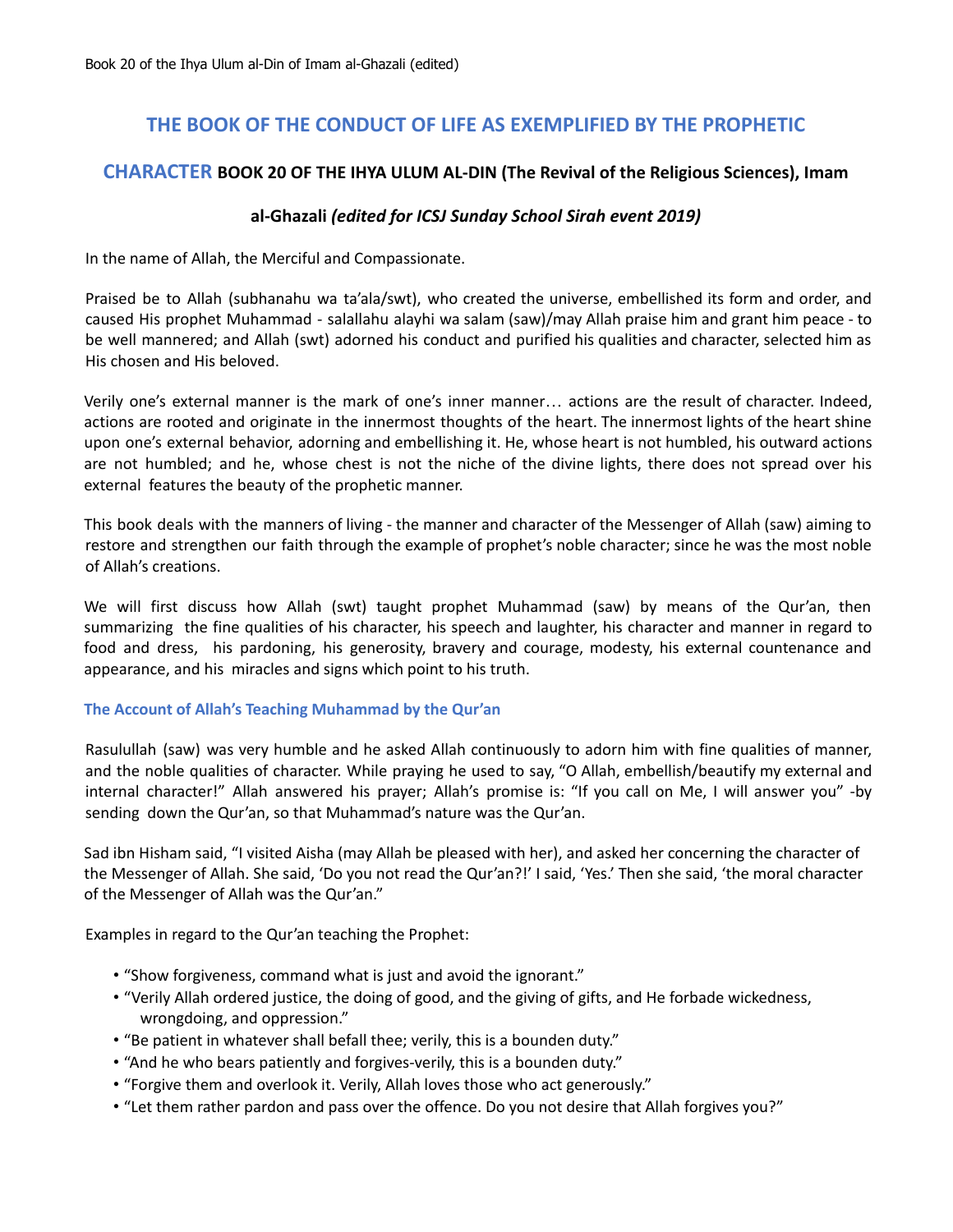Book 20 of the Ihya Ulum al-Din of Imam al-Ghazali (edited)

# THE BOOK OF THE CONDUCT OF LIFE AS EXEMPLIFIED BY THE PROPHETIC CHARACTER **BOOK 20 OF THE IHYA ULUM AL-DIN (The Revival of the Religious Sciences), Imam al-Ghazali** ***(edited for ICSJ Sunday School Sirah event 2019)***

In the name of Allah, the Merciful and Compassionate.

Praised be to Allah (subhanahu wa ta'ala/swt), who created the universe, embellished its form and order, and caused His prophet Muhammad - salallahu alayhi wa salam (saw)/may Allah praise him and grant him peace - to be well mannered; and Allah (swt) adorned his conduct and purified his qualities and character, selected him as His chosen and His beloved.

Verily one's external manner is the mark of one's inner manner… actions are the result of character. Indeed, actions are rooted and originate in the innermost thoughts of the heart. The innermost lights of the heart shine upon one's external behavior, adorning and embellishing it. He, whose heart is not humbled, his outward actions are not humbled; and he, whose chest is not the niche of the divine lights, there does not spread over his external features the beauty of the prophetic manner.

This book deals with the manners of living - the manner and character of the Messenger of Allah (saw) aiming to restore and strengthen our faith through the example of prophet's noble character; since he was the most noble of Allah's creations.

We will first discuss how Allah (swt) taught prophet Muhammad (saw) by means of the Qur'an, then summarizing the fine qualities of his character, his speech and laughter, his character and manner in regard to food and dress, his pardoning, his generosity, bravery and courage, modesty, his external countenance and appearance, and his miracles and signs which point to his truth.

### The Account of Allah's Teaching Muhammad by the Qur'an

Rasulullah (saw) was very humble and he asked Allah continuously to adorn him with fine qualities of manner, and the noble qualities of character. While praying he used to say, "O Allah, embellish/beautify my external and internal character!" Allah answered his prayer; Allah's promise is: "If you call on Me, I will answer you" -by sending down the Qur'an, so that Muhammad's nature was the Qur'an.

Sad ibn Hisham said, "I visited Aisha (may Allah be pleased with her), and asked her concerning the character of the Messenger of Allah. She said, 'Do you not read the Qur'an?!' I said, 'Yes.' Then she said, 'the moral character of the Messenger of Allah was the Qur'an."

Examples in regard to the Qur'an teaching the Prophet:

- "Show forgiveness, command what is just and avoid the ignorant."
- "Verily Allah ordered justice, the doing of good, and the giving of gifts, and He forbade wickedness, wrongdoing, and oppression."
- "Be patient in whatever shall befall thee; verily, this is a bounden duty."
- "And he who bears patiently and forgives-verily, this is a bounden duty."
- "Forgive them and overlook it. Verily, Allah loves those who act generously."
- "Let them rather pardon and pass over the offence. Do you not desire that Allah forgives you?"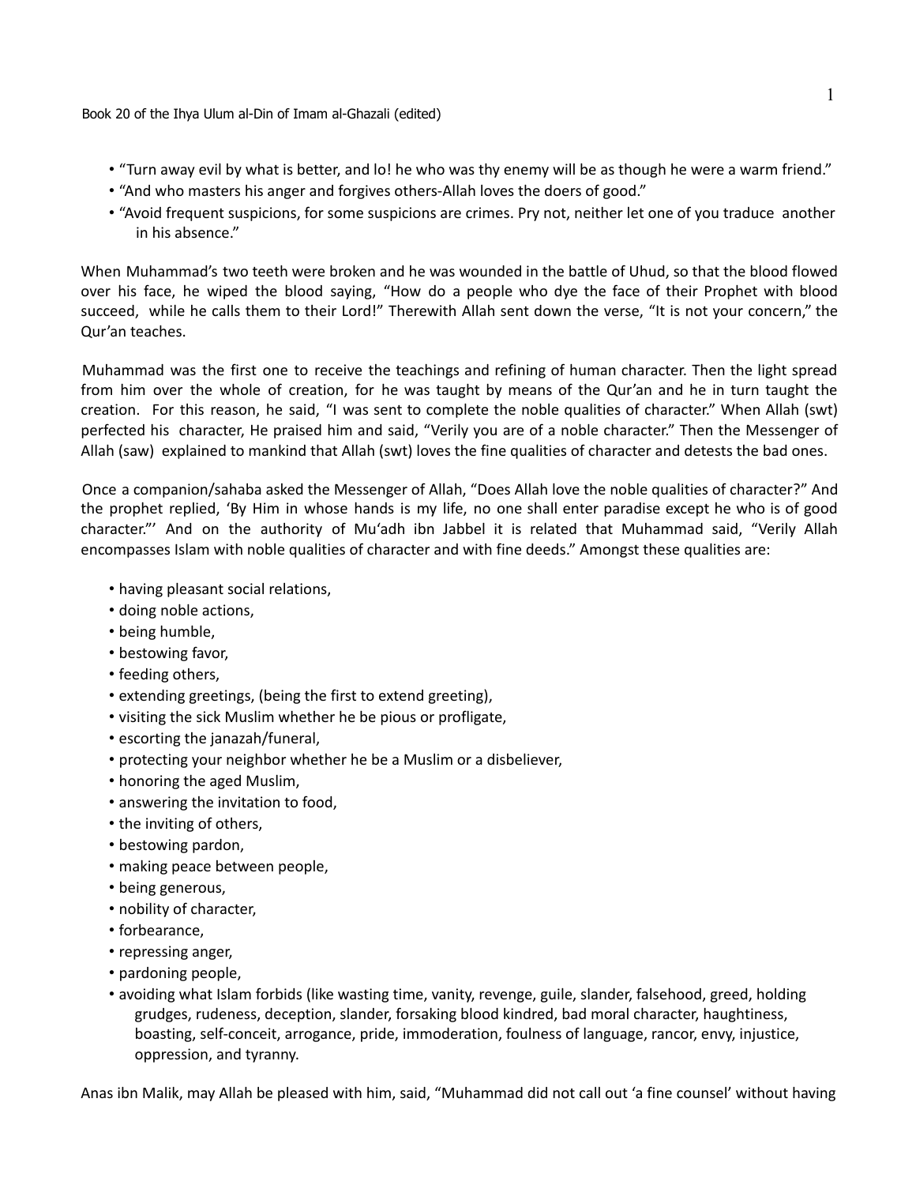- "Turn away evil by what is better, and lo! he who was thy enemy will be as though he were a warm friend."
- "And who masters his anger and forgives others-Allah loves the doers of good."
- "Avoid frequent suspicions, for some suspicions are crimes. Pry not, neither let one of you traduce another in his absence."

When Muhammad's two teeth were broken and he was wounded in the battle of Uhud, so that the blood flowed over his face, he wiped the blood saying, "How do a people who dye the face of their Prophet with blood succeed, while he calls them to their Lord!" Therewith Allah sent down the verse, "It is not your concern," the Qur'an teaches.

Muhammad was the first one to receive the teachings and refining of human character. Then the light spread from him over the whole of creation, for he was taught by means of the Qur'an and he in turn taught the creation. For this reason, he said, "I was sent to complete the noble qualities of character." When Allah (swt) perfected his character, He praised him and said, "Verily you are of a noble character." Then the Messenger of Allah (saw) explained to mankind that Allah (swt) loves the fine qualities of character and detests the bad ones.

Once a companion/sahaba asked the Messenger of Allah, "Does Allah love the noble qualities of character?" And the prophet replied, 'By Him in whose hands is my life, no one shall enter paradise except he who is of good character."' And on the authority of Mu'adh ibn Jabbel it is related that Muhammad said, "Verily Allah encompasses Islam with noble qualities of character and with fine deeds." Amongst these qualities are:

- having pleasant social relations,
- doing noble actions,
- being humble,
- bestowing favor,
- feeding others,
- extending greetings, (being the first to extend greeting),
- visiting the sick Muslim whether he be pious or profligate,
- escorting the janazah/funeral,
- protecting your neighbor whether he be a Muslim or a disbeliever,
- honoring the aged Muslim,
- answering the invitation to food,
- the inviting of others,
- bestowing pardon,
- making peace between people,
- being generous,
- nobility of character,
- forbearance,
- repressing anger,
- pardoning people,
- avoiding what Islam forbids (like wasting time, vanity, revenge, guile, slander, falsehood, greed, holding grudges, rudeness, deception, slander, forsaking blood kindred, bad moral character, haughtiness, boasting, self-conceit, arrogance, pride, immoderation, foulness of language, rancor, envy, injustice, oppression, and tyranny.

Anas ibn Malik, may Allah be pleased with him, said, "Muhammad did not call out 'a fine counsel' without having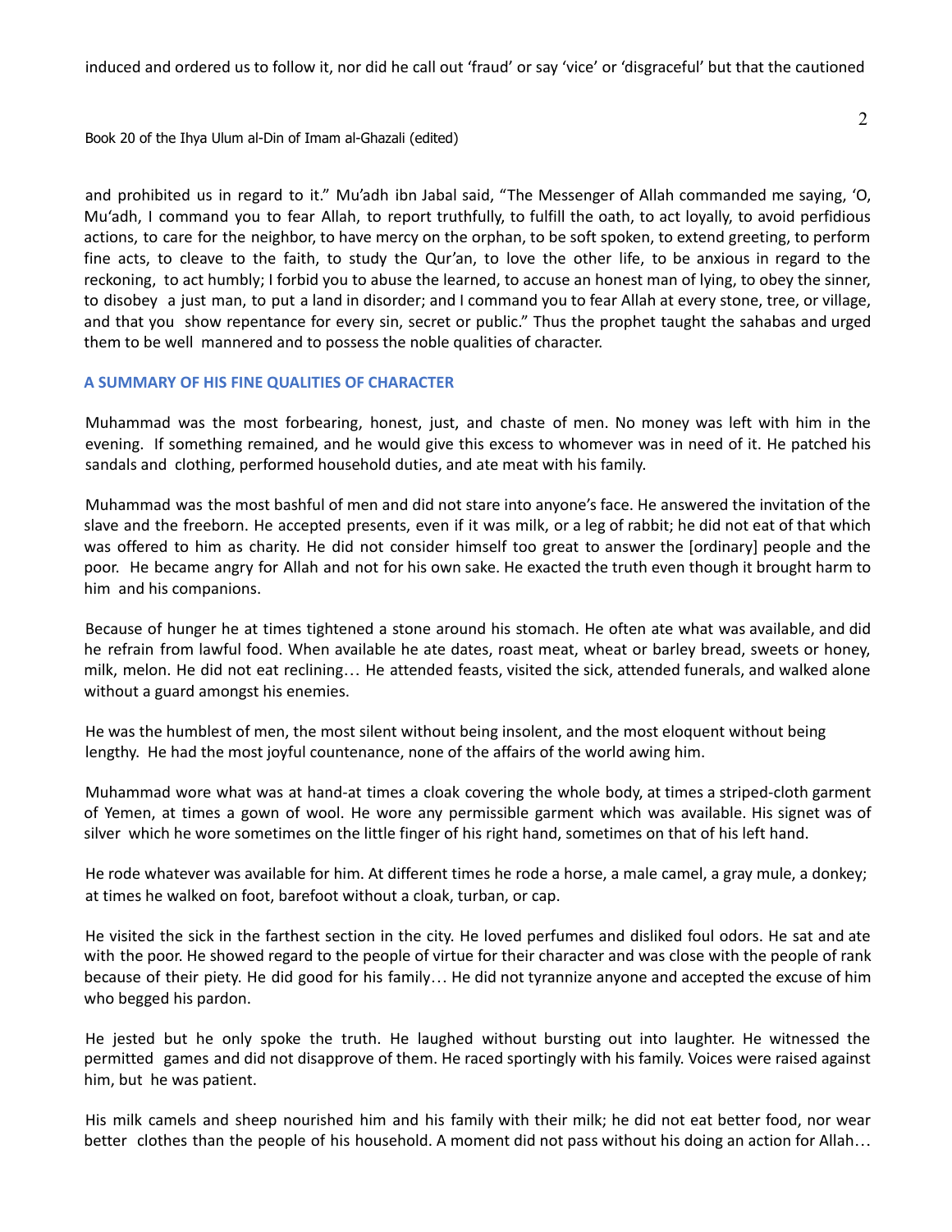induced and ordered us to follow it, nor did he call out 'fraud' or say 'vice' or 'disgraceful' but that the cautioned

and prohibited us in regard to it." Mu'adh ibn Jabal said, "The Messenger of Allah commanded me saying, 'O, Mu'adh, I command you to fear Allah, to report truthfully, to fulfill the oath, to act loyally, to avoid perfidious actions, to care for the neighbor, to have mercy on the orphan, to be soft spoken, to extend greeting, to perform fine acts, to cleave to the faith, to study the Qur'an, to love the other life, to be anxious in regard to the reckoning, to act humbly; I forbid you to abuse the learned, to accuse an honest man of lying, to obey the sinner, to disobey a just man, to put a land in disorder; and I command you to fear Allah at every stone, tree, or village, and that you show repentance for every sin, secret or public." Thus the prophet taught the sahabas and urged them to be well mannered and to possess the noble qualities of character.

## A SUMMARY OF HIS FINE QUALITIES OF CHARACTER

Muhammad was the most forbearing, honest, just, and chaste of men. No money was left with him in the evening. If something remained, and he would give this excess to whomever was in need of it. He patched his sandals and clothing, performed household duties, and ate meat with his family.

Muhammad was the most bashful of men and did not stare into anyone's face. He answered the invitation of the slave and the freeborn. He accepted presents, even if it was milk, or a leg of rabbit; he did not eat of that which was offered to him as charity. He did not consider himself too great to answer the [ordinary] people and the poor. He became angry for Allah and not for his own sake. He exacted the truth even though it brought harm to him and his companions.

Because of hunger he at times tightened a stone around his stomach. He often ate what was available, and did he refrain from lawful food. When available he ate dates, roast meat, wheat or barley bread, sweets or honey, milk, melon. He did not eat reclining… He attended feasts, visited the sick, attended funerals, and walked alone without a guard amongst his enemies.

He was the humblest of men, the most silent without being insolent, and the most eloquent without being lengthy. He had the most joyful countenance, none of the affairs of the world awing him.

Muhammad wore what was at hand-at times a cloak covering the whole body, at times a striped-cloth garment of Yemen, at times a gown of wool. He wore any permissible garment which was available. His signet was of silver which he wore sometimes on the little finger of his right hand, sometimes on that of his left hand.

He rode whatever was available for him. At different times he rode a horse, a male camel, a gray mule, a donkey; at times he walked on foot, barefoot without a cloak, turban, or cap.

He visited the sick in the farthest section in the city. He loved perfumes and disliked foul odors. He sat and ate with the poor. He showed regard to the people of virtue for their character and was close with the people of rank because of their piety. He did good for his family… He did not tyrannize anyone and accepted the excuse of him who begged his pardon.

He jested but he only spoke the truth. He laughed without bursting out into laughter. He witnessed the permitted games and did not disapprove of them. He raced sportingly with his family. Voices were raised against him, but he was patient.

His milk camels and sheep nourished him and his family with their milk; he did not eat better food, nor wear better clothes than the people of his household. A moment did not pass without his doing an action for Allah…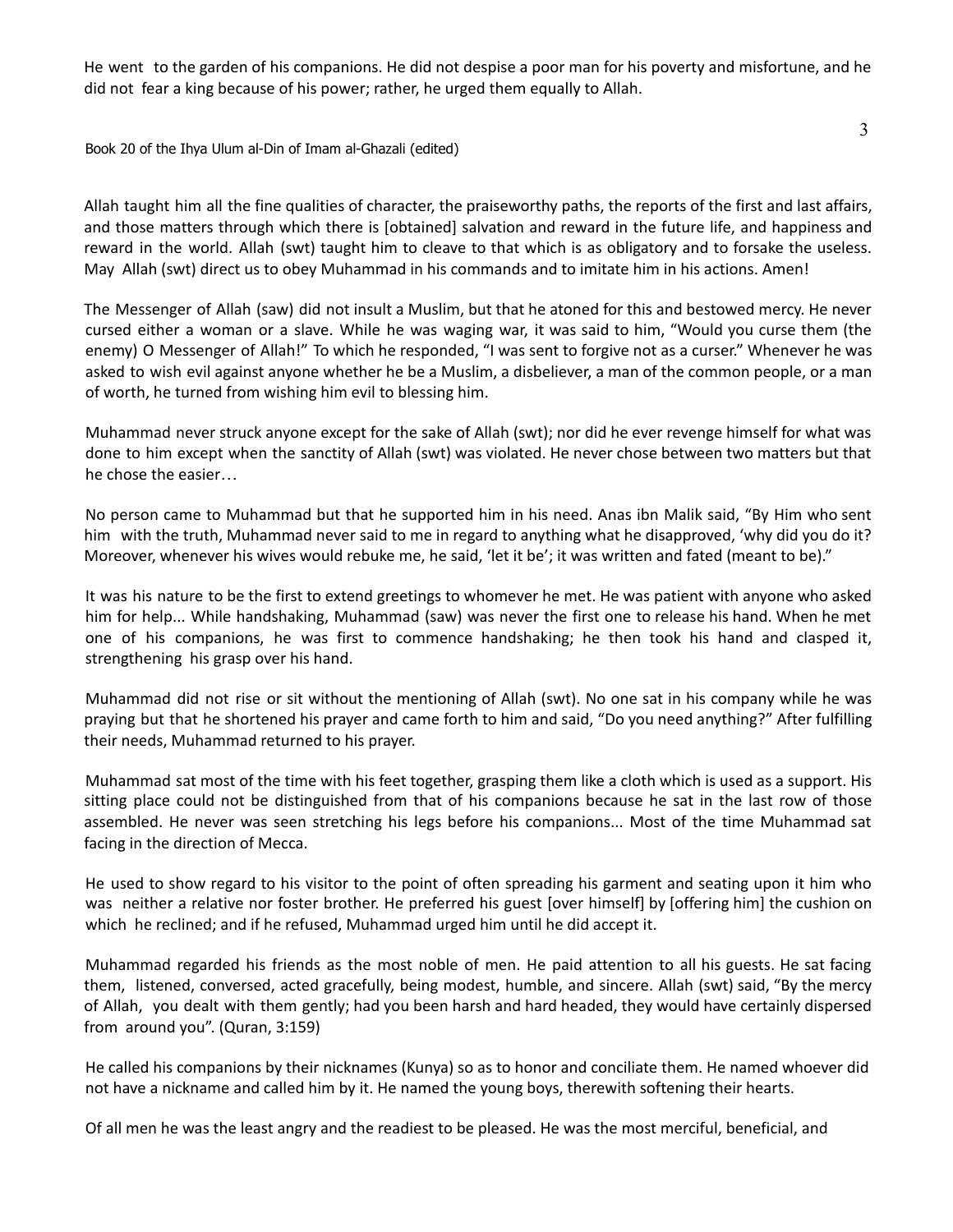He went to the garden of his companions. He did not despise a poor man for his poverty and misfortune, and he did not fear a king because of his power; rather, he urged them equally to Allah.

Book 20 of the Ihya Ulum al-Din of Imam al-Ghazali (edited)

Allah taught him all the fine qualities of character, the praiseworthy paths, the reports of the first and last affairs, and those matters through which there is [obtained] salvation and reward in the future life, and happiness and reward in the world. Allah (swt) taught him to cleave to that which is as obligatory and to forsake the useless. May Allah (swt) direct us to obey Muhammad in his commands and to imitate him in his actions. Amen!

The Messenger of Allah (saw) did not insult a Muslim, but that he atoned for this and bestowed mercy. He never cursed either a woman or a slave. While he was waging war, it was said to him, "Would you curse them (the enemy) O Messenger of Allah!" To which he responded, "I was sent to forgive not as a curser." Whenever he was asked to wish evil against anyone whether he be a Muslim, a disbeliever, a man of the common people, or a man of worth, he turned from wishing him evil to blessing him.

Muhammad never struck anyone except for the sake of Allah (swt); nor did he ever revenge himself for what was done to him except when the sanctity of Allah (swt) was violated. He never chose between two matters but that he chose the easier…

No person came to Muhammad but that he supported him in his need. Anas ibn Malik said, "By Him who sent him with the truth, Muhammad never said to me in regard to anything what he disapproved, 'why did you do it? Moreover, whenever his wives would rebuke me, he said, 'let it be'; it was written and fated (meant to be)."

It was his nature to be the first to extend greetings to whomever he met. He was patient with anyone who asked him for help... While handshaking, Muhammad (saw) was never the first one to release his hand. When he met one of his companions, he was first to commence handshaking; he then took his hand and clasped it, strengthening his grasp over his hand.

Muhammad did not rise or sit without the mentioning of Allah (swt). No one sat in his company while he was praying but that he shortened his prayer and came forth to him and said, "Do you need anything?" After fulfilling their needs, Muhammad returned to his prayer.

Muhammad sat most of the time with his feet together, grasping them like a cloth which is used as a support. His sitting place could not be distinguished from that of his companions because he sat in the last row of those assembled. He never was seen stretching his legs before his companions... Most of the time Muhammad sat facing in the direction of Mecca.

He used to show regard to his visitor to the point of often spreading his garment and seating upon it him who was neither a relative nor foster brother. He preferred his guest [over himself] by [offering him] the cushion on which he reclined; and if he refused, Muhammad urged him until he did accept it.

Muhammad regarded his friends as the most noble of men. He paid attention to all his guests. He sat facing them, listened, conversed, acted gracefully, being modest, humble, and sincere. Allah (swt) said, "By the mercy of Allah, you dealt with them gently; had you been harsh and hard headed, they would have certainly dispersed from around you". (Quran, 3:159)

He called his companions by their nicknames (Kunya) so as to honor and conciliate them. He named whoever did not have a nickname and called him by it. He named the young boys, therewith softening their hearts.

Of all men he was the least angry and the readiest to be pleased. He was the most merciful, beneficial, and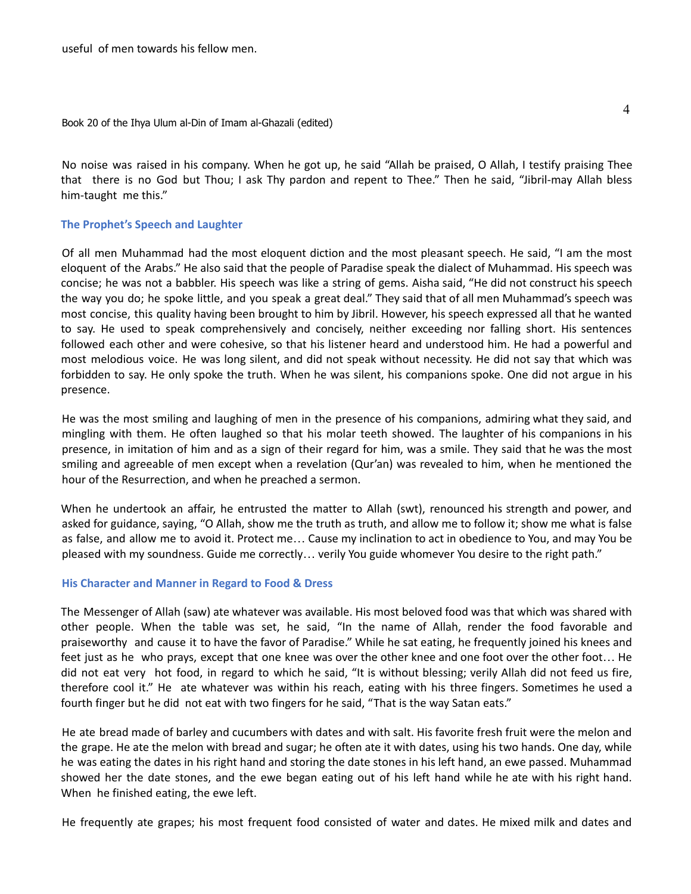useful of men towards his fellow men.

No noise was raised in his company. When he got up, he said "Allah be praised, O Allah, I testify praising Thee that there is no God but Thou; I ask Thy pardon and repent to Thee." Then he said, "Jibril-may Allah bless him-taught me this."

### The Prophet's Speech and Laughter

Of all men Muhammad had the most eloquent diction and the most pleasant speech. He said, "I am the most eloquent of the Arabs." He also said that the people of Paradise speak the dialect of Muhammad. His speech was concise; he was not a babbler. His speech was like a string of gems. Aisha said, "He did not construct his speech the way you do; he spoke little, and you speak a great deal." They said that of all men Muhammad's speech was most concise, this quality having been brought to him by Jibril. However, his speech expressed all that he wanted to say. He used to speak comprehensively and concisely, neither exceeding nor falling short. His sentences followed each other and were cohesive, so that his listener heard and understood him. He had a powerful and most melodious voice. He was long silent, and did not speak without necessity. He did not say that which was forbidden to say. He only spoke the truth. When he was silent, his companions spoke. One did not argue in his presence.

He was the most smiling and laughing of men in the presence of his companions, admiring what they said, and mingling with them. He often laughed so that his molar teeth showed. The laughter of his companions in his presence, in imitation of him and as a sign of their regard for him, was a smile. They said that he was the most smiling and agreeable of men except when a revelation (Qur'an) was revealed to him, when he mentioned the hour of the Resurrection, and when he preached a sermon.

When he undertook an affair, he entrusted the matter to Allah (swt), renounced his strength and power, and asked for guidance, saying, "O Allah, show me the truth as truth, and allow me to follow it; show me what is false as false, and allow me to avoid it. Protect me… Cause my inclination to act in obedience to You, and may You be pleased with my soundness. Guide me correctly… verily You guide whomever You desire to the right path."

### His Character and Manner in Regard to Food & Dress

The Messenger of Allah (saw) ate whatever was available. His most beloved food was that which was shared with other people. When the table was set, he said, "In the name of Allah, render the food favorable and praiseworthy and cause it to have the favor of Paradise." While he sat eating, he frequently joined his knees and feet just as he who prays, except that one knee was over the other knee and one foot over the other foot… He did not eat very hot food, in regard to which he said, "It is without blessing; verily Allah did not feed us fire, therefore cool it." He ate whatever was within his reach, eating with his three fingers. Sometimes he used a fourth finger but he did not eat with two fingers for he said, "That is the way Satan eats."

He ate bread made of barley and cucumbers with dates and with salt. His favorite fresh fruit were the melon and the grape. He ate the melon with bread and sugar; he often ate it with dates, using his two hands. One day, while he was eating the dates in his right hand and storing the date stones in his left hand, an ewe passed. Muhammad showed her the date stones, and the ewe began eating out of his left hand while he ate with his right hand. When he finished eating, the ewe left.

He frequently ate grapes; his most frequent food consisted of water and dates. He mixed milk and dates and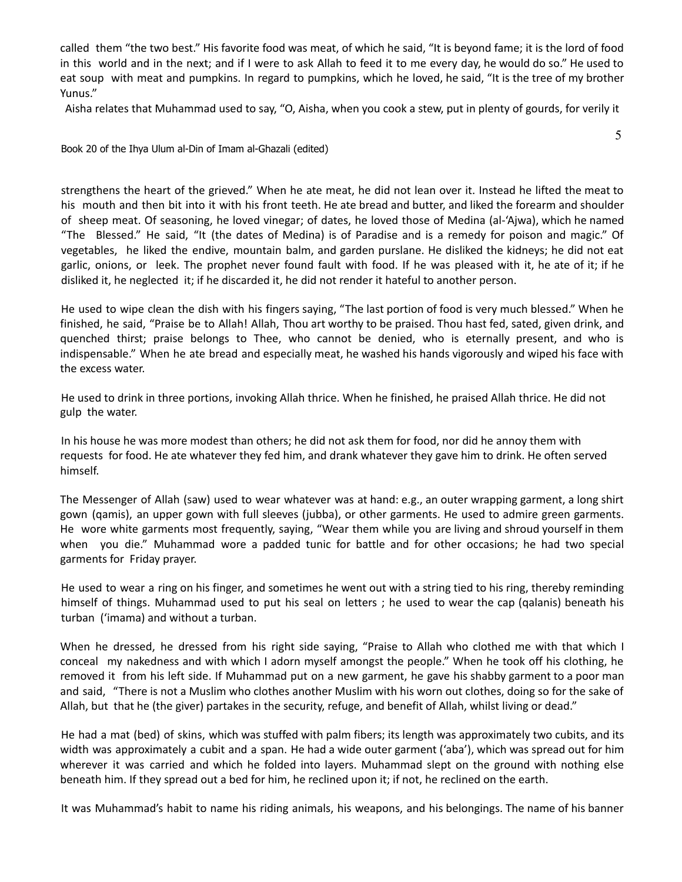called them "the two best." His favorite food was meat, of which he said, "It is beyond fame; it is the lord of food in this world and in the next; and if I were to ask Allah to feed it to me every day, he would do so." He used to eat soup with meat and pumpkins. In regard to pumpkins, which he loved, he said, "It is the tree of my brother Yunus."

Aisha relates that Muhammad used to say, "O, Aisha, when you cook a stew, put in plenty of gourds, for verily it strengthens the heart of the grieved." When he ate meat, he did not lean over it. Instead he lifted the meat to his mouth and then bit into it with his front teeth. He ate bread and butter, and liked the forearm and shoulder of sheep meat. Of seasoning, he loved vinegar; of dates, he loved those of Medina (al-'Ajwa), which he named "The Blessed." He said, "It (the dates of Medina) is of Paradise and is a remedy for poison and magic." Of vegetables, he liked the endive, mountain balm, and garden purslane. He disliked the kidneys; he did not eat garlic, onions, or leek. The prophet never found fault with food. If he was pleased with it, he ate of it; if he disliked it, he neglected it; if he discarded it, he did not render it hateful to another person.

He used to wipe clean the dish with his fingers saying, "The last portion of food is very much blessed." When he finished, he said, "Praise be to Allah! Allah, Thou art worthy to be praised. Thou hast fed, sated, given drink, and quenched thirst; praise belongs to Thee, who cannot be denied, who is eternally present, and who is indispensable." When he ate bread and especially meat, he washed his hands vigorously and wiped his face with the excess water.

He used to drink in three portions, invoking Allah thrice. When he finished, he praised Allah thrice. He did not gulp the water.

In his house he was more modest than others; he did not ask them for food, nor did he annoy them with requests for food. He ate whatever they fed him, and drank whatever they gave him to drink. He often served himself.

The Messenger of Allah (saw) used to wear whatever was at hand: e.g., an outer wrapping garment, a long shirt gown (qamis), an upper gown with full sleeves (jubba), or other garments. He used to admire green garments. He wore white garments most frequently, saying, "Wear them while you are living and shroud yourself in them when you die." Muhammad wore a padded tunic for battle and for other occasions; he had two special garments for Friday prayer.

He used to wear a ring on his finger, and sometimes he went out with a string tied to his ring, thereby reminding himself of things. Muhammad used to put his seal on letters ; he used to wear the cap (qalanis) beneath his turban ('imama) and without a turban.

When he dressed, he dressed from his right side saying, "Praise to Allah who clothed me with that which I conceal my nakedness and with which I adorn myself amongst the people." When he took off his clothing, he removed it from his left side. If Muhammad put on a new garment, he gave his shabby garment to a poor man and said, "There is not a Muslim who clothes another Muslim with his worn out clothes, doing so for the sake of Allah, but that he (the giver) partakes in the security, refuge, and benefit of Allah, whilst living or dead."

He had a mat (bed) of skins, which was stuffed with palm fibers; its length was approximately two cubits, and its width was approximately a cubit and a span. He had a wide outer garment ('aba'), which was spread out for him wherever it was carried and which he folded into layers. Muhammad slept on the ground with nothing else beneath him. If they spread out a bed for him, he reclined upon it; if not, he reclined on the earth.

It was Muhammad's habit to name his riding animals, his weapons, and his belongings. The name of his banner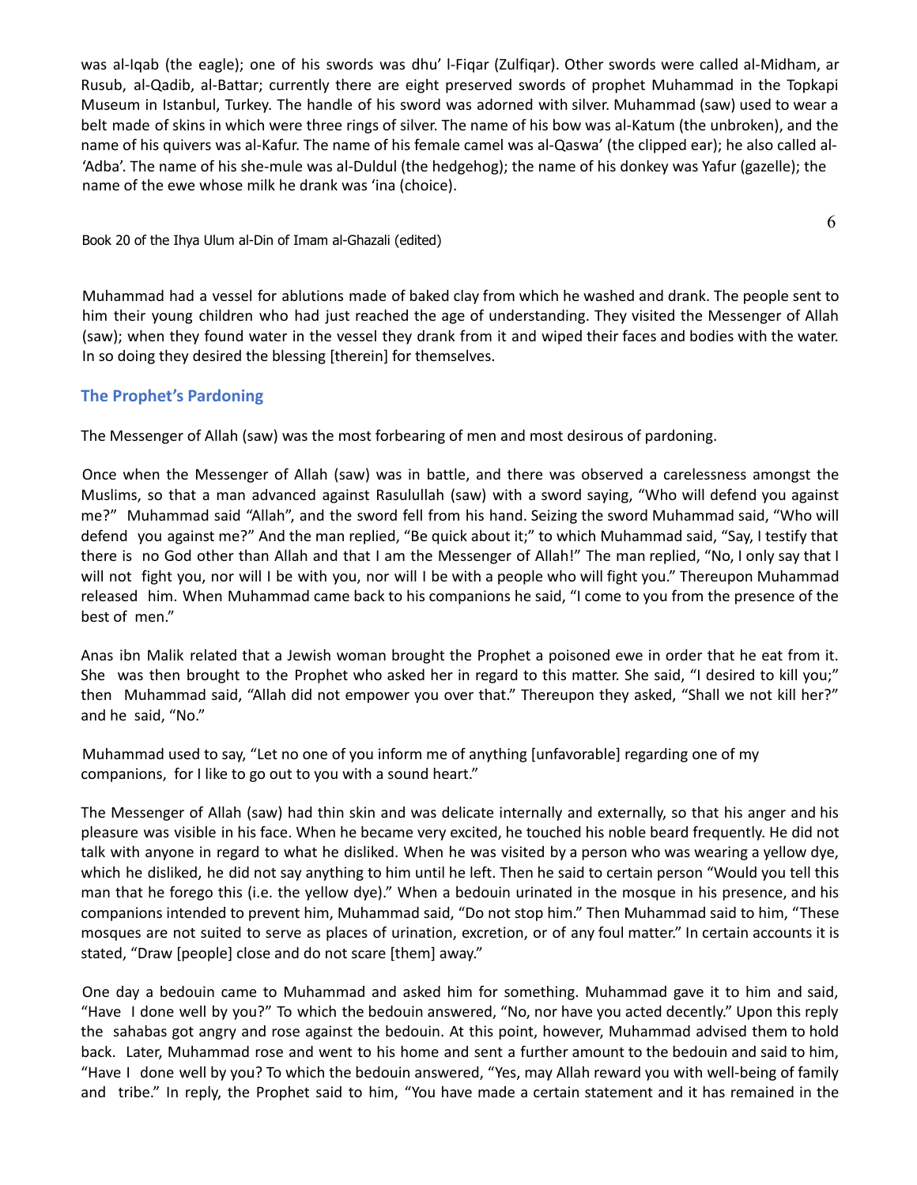was al-Iqab (the eagle); one of his swords was dhu' l-Fiqar (Zulfiqar). Other swords were called al-Midham, ar Rusub, al-Qadib, al-Battar; currently there are eight preserved swords of prophet Muhammad in the Topkapi Museum in Istanbul, Turkey. The handle of his sword was adorned with silver. Muhammad (saw) used to wear a belt made of skins in which were three rings of silver. The name of his bow was al-Katum (the unbroken), and the name of his quivers was al-Kafur. The name of his female camel was al-Qaswa' (the clipped ear); he also called al-'Adba'. The name of his she-mule was al-Duldul (the hedgehog); the name of his donkey was Yafur (gazelle); the name of the ewe whose milk he drank was 'ina (choice).

Muhammad had a vessel for ablutions made of baked clay from which he washed and drank. The people sent to him their young children who had just reached the age of understanding. They visited the Messenger of Allah (saw); when they found water in the vessel they drank from it and wiped their faces and bodies with the water. In so doing they desired the blessing [therein] for themselves.

### The Prophet's Pardoning

The Messenger of Allah (saw) was the most forbearing of men and most desirous of pardoning.

Once when the Messenger of Allah (saw) was in battle, and there was observed a carelessness amongst the Muslims, so that a man advanced against Rasulullah (saw) with a sword saying, "Who will defend you against me?" Muhammad said "Allah", and the sword fell from his hand. Seizing the sword Muhammad said, "Who will defend you against me?" And the man replied, "Be quick about it;" to which Muhammad said, "Say, I testify that there is no God other than Allah and that I am the Messenger of Allah!" The man replied, "No, I only say that I will not fight you, nor will I be with you, nor will I be with a people who will fight you." Thereupon Muhammad released him. When Muhammad came back to his companions he said, "I come to you from the presence of the best of men."

Anas ibn Malik related that a Jewish woman brought the Prophet a poisoned ewe in order that he eat from it. She was then brought to the Prophet who asked her in regard to this matter. She said, "I desired to kill you;" then Muhammad said, "Allah did not empower you over that." Thereupon they asked, "Shall we not kill her?" and he said, "No."

Muhammad used to say, "Let no one of you inform me of anything [unfavorable] regarding one of my companions, for I like to go out to you with a sound heart."

The Messenger of Allah (saw) had thin skin and was delicate internally and externally, so that his anger and his pleasure was visible in his face. When he became very excited, he touched his noble beard frequently. He did not talk with anyone in regard to what he disliked. When he was visited by a person who was wearing a yellow dye, which he disliked, he did not say anything to him until he left. Then he said to certain person "Would you tell this man that he forego this (i.e. the yellow dye)." When a bedouin urinated in the mosque in his presence, and his companions intended to prevent him, Muhammad said, "Do not stop him." Then Muhammad said to him, "These mosques are not suited to serve as places of urination, excretion, or of any foul matter." In certain accounts it is stated, "Draw [people] close and do not scare [them] away."

One day a bedouin came to Muhammad and asked him for something. Muhammad gave it to him and said, "Have I done well by you?" To which the bedouin answered, "No, nor have you acted decently." Upon this reply the sahabas got angry and rose against the bedouin. At this point, however, Muhammad advised them to hold back. Later, Muhammad rose and went to his home and sent a further amount to the bedouin and said to him, "Have I done well by you? To which the bedouin answered, "Yes, may Allah reward you with well-being of family and tribe." In reply, the Prophet said to him, "You have made a certain statement and it has remained in the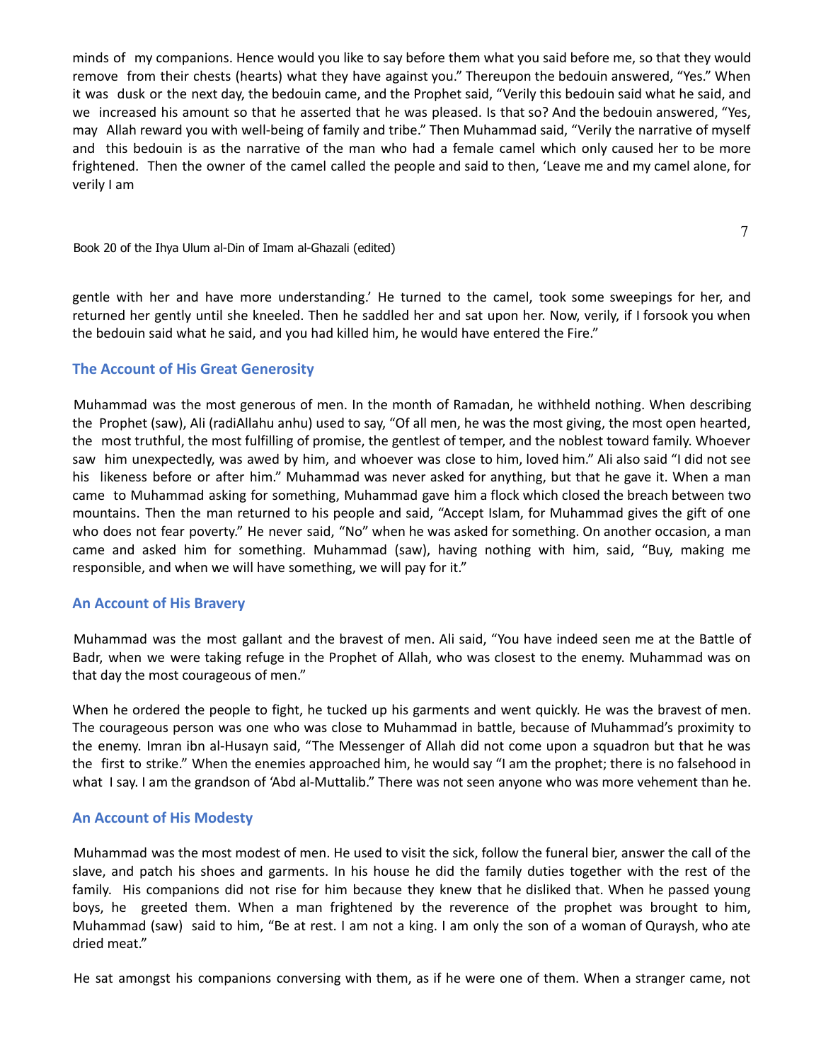minds of my companions. Hence would you like to say before them what you said before me, so that they would remove from their chests (hearts) what they have against you." Thereupon the bedouin answered, "Yes." When it was dusk or the next day, the bedouin came, and the Prophet said, "Verily this bedouin said what he said, and we increased his amount so that he asserted that he was pleased. Is that so? And the bedouin answered, "Yes, may Allah reward you with well-being of family and tribe." Then Muhammad said, "Verily the narrative of myself and this bedouin is as the narrative of the man who had a female camel which only caused her to be more frightened. Then the owner of the camel called the people and said to then, 'Leave me and my camel alone, for verily I am gentle with her and have more understanding.' He turned to the camel, took some sweepings for her, and returned her gently until she kneeled. Then he saddled her and sat upon her. Now, verily, if I forsook you when the bedouin said what he said, and you had killed him, he would have entered the Fire."

### The Account of His Great Generosity

Muhammad was the most generous of men. In the month of Ramadan, he withheld nothing. When describing the Prophet (saw), Ali (radiAllahu anhu) used to say, "Of all men, he was the most giving, the most open hearted, the most truthful, the most fulfilling of promise, the gentlest of temper, and the noblest toward family. Whoever saw him unexpectedly, was awed by him, and whoever was close to him, loved him." Ali also said "I did not see his likeness before or after him." Muhammad was never asked for anything, but that he gave it. When a man came to Muhammad asking for something, Muhammad gave him a flock which closed the breach between two mountains. Then the man returned to his people and said, "Accept Islam, for Muhammad gives the gift of one who does not fear poverty." He never said, "No" when he was asked for something. On another occasion, a man came and asked him for something. Muhammad (saw), having nothing with him, said, "Buy, making me responsible, and when we will have something, we will pay for it."

### An Account of His Bravery

Muhammad was the most gallant and the bravest of men. Ali said, "You have indeed seen me at the Battle of Badr, when we were taking refuge in the Prophet of Allah, who was closest to the enemy. Muhammad was on that day the most courageous of men."

When he ordered the people to fight, he tucked up his garments and went quickly. He was the bravest of men. The courageous person was one who was close to Muhammad in battle, because of Muhammad's proximity to the enemy. Imran ibn al-Husayn said, "The Messenger of Allah did not come upon a squadron but that he was the first to strike." When the enemies approached him, he would say "I am the prophet; there is no falsehood in what I say. I am the grandson of 'Abd al-Muttalib." There was not seen anyone who was more vehement than he.

### An Account of His Modesty

Muhammad was the most modest of men. He used to visit the sick, follow the funeral bier, answer the call of the slave, and patch his shoes and garments. In his house he did the family duties together with the rest of the family. His companions did not rise for him because they knew that he disliked that. When he passed young boys, he greeted them. When a man frightened by the reverence of the prophet was brought to him, Muhammad (saw) said to him, "Be at rest. I am not a king. I am only the son of a woman of Quraysh, who ate dried meat."

He sat amongst his companions conversing with them, as if he were one of them. When a stranger came, not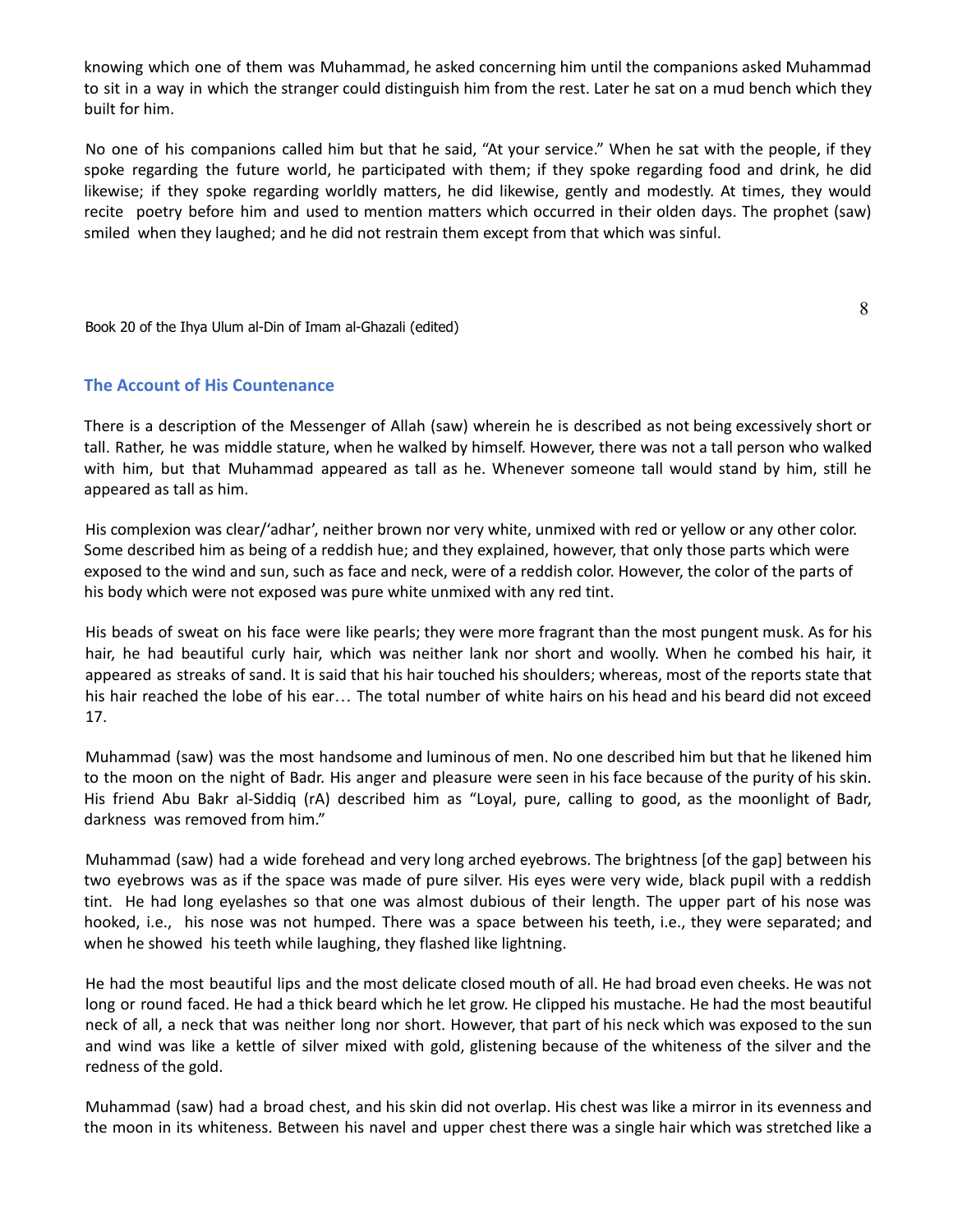knowing which one of them was Muhammad, he asked concerning him until the companions asked Muhammad to sit in a way in which the stranger could distinguish him from the rest. Later he sat on a mud bench which they built for him.

No one of his companions called him but that he said, "At your service." When he sat with the people, if they spoke regarding the future world, he participated with them; if they spoke regarding food and drink, he did likewise; if they spoke regarding worldly matters, he did likewise, gently and modestly. At times, they would recite poetry before him and used to mention matters which occurred in their olden days. The prophet (saw) smiled when they laughed; and he did not restrain them except from that which was sinful.

### The Account of His Countenance

There is a description of the Messenger of Allah (saw) wherein he is described as not being excessively short or tall. Rather, he was middle stature, when he walked by himself. However, there was not a tall person who walked with him, but that Muhammad appeared as tall as he. Whenever someone tall would stand by him, still he appeared as tall as him.

His complexion was clear/'adhar', neither brown nor very white, unmixed with red or yellow or any other color. Some described him as being of a reddish hue; and they explained, however, that only those parts which were exposed to the wind and sun, such as face and neck, were of a reddish color. However, the color of the parts of his body which were not exposed was pure white unmixed with any red tint.

His beads of sweat on his face were like pearls; they were more fragrant than the most pungent musk. As for his hair, he had beautiful curly hair, which was neither lank nor short and woolly. When he combed his hair, it appeared as streaks of sand. It is said that his hair touched his shoulders; whereas, most of the reports state that his hair reached the lobe of his ear… The total number of white hairs on his head and his beard did not exceed 17.

Muhammad (saw) was the most handsome and luminous of men. No one described him but that he likened him to the moon on the night of Badr. His anger and pleasure were seen in his face because of the purity of his skin. His friend Abu Bakr al-Siddiq (rA) described him as "Loyal, pure, calling to good, as the moonlight of Badr, darkness was removed from him."

Muhammad (saw) had a wide forehead and very long arched eyebrows. The brightness [of the gap] between his two eyebrows was as if the space was made of pure silver. His eyes were very wide, black pupil with a reddish tint. He had long eyelashes so that one was almost dubious of their length. The upper part of his nose was hooked, i.e., his nose was not humped. There was a space between his teeth, i.e., they were separated; and when he showed his teeth while laughing, they flashed like lightning.

He had the most beautiful lips and the most delicate closed mouth of all. He had broad even cheeks. He was not long or round faced. He had a thick beard which he let grow. He clipped his mustache. He had the most beautiful neck of all, a neck that was neither long nor short. However, that part of his neck which was exposed to the sun and wind was like a kettle of silver mixed with gold, glistening because of the whiteness of the silver and the redness of the gold.

Muhammad (saw) had a broad chest, and his skin did not overlap. His chest was like a mirror in its evenness and the moon in its whiteness. Between his navel and upper chest there was a single hair which was stretched like a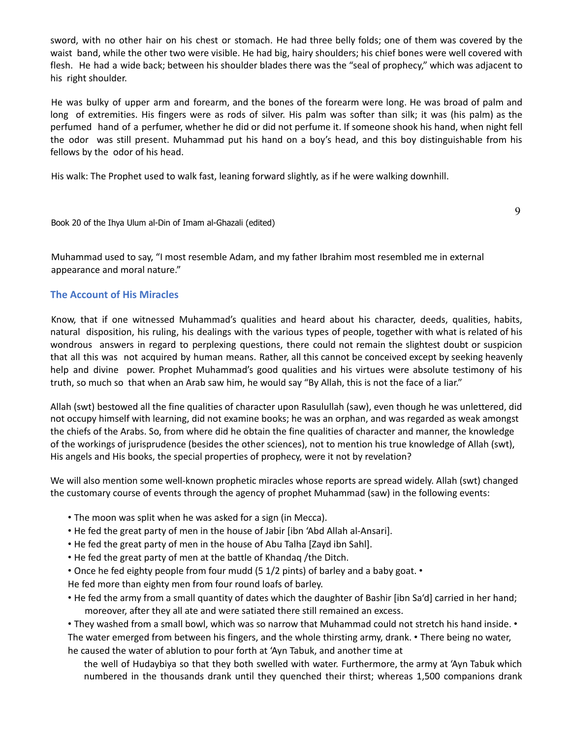sword, with no other hair on his chest or stomach. He had three belly folds; one of them was covered by the waist band, while the other two were visible. He had big, hairy shoulders; his chief bones were well covered with flesh. He had a wide back; between his shoulder blades there was the "seal of prophecy," which was adjacent to his right shoulder.

He was bulky of upper arm and forearm, and the bones of the forearm were long. He was broad of palm and long of extremities. His fingers were as rods of silver. His palm was softer than silk; it was (his palm) as the perfumed hand of a perfumer, whether he did or did not perfume it. If someone shook his hand, when night fell the odor was still present. Muhammad put his hand on a boy's head, and this boy distinguishable from his fellows by the odor of his head.

His walk: The Prophet used to walk fast, leaning forward slightly, as if he were walking downhill.

Muhammad used to say, "I most resemble Adam, and my father Ibrahim most resembled me in external appearance and moral nature."

## The Account of His Miracles

Know, that if one witnessed Muhammad's qualities and heard about his character, deeds, qualities, habits, natural disposition, his ruling, his dealings with the various types of people, together with what is related of his wondrous answers in regard to perplexing questions, there could not remain the slightest doubt or suspicion that all this was not acquired by human means. Rather, all this cannot be conceived except by seeking heavenly help and divine power. Prophet Muhammad's good qualities and his virtues were absolute testimony of his truth, so much so that when an Arab saw him, he would say "By Allah, this is not the face of a liar."

Allah (swt) bestowed all the fine qualities of character upon Rasulullah (saw), even though he was unlettered, did not occupy himself with learning, did not examine books; he was an orphan, and was regarded as weak amongst the chiefs of the Arabs. So, from where did he obtain the fine qualities of character and manner, the knowledge of the workings of jurisprudence (besides the other sciences), not to mention his true knowledge of Allah (swt), His angels and His books, the special properties of prophecy, were it not by revelation?

We will also mention some well-known prophetic miracles whose reports are spread widely. Allah (swt) changed the customary course of events through the agency of prophet Muhammad (saw) in the following events:

- The moon was split when he was asked for a sign (in Mecca).
- He fed the great party of men in the house of Jabir [ibn 'Abd Allah al-Ansari].
- He fed the great party of men in the house of Abu Talha [Zayd ibn Sahl].
- He fed the great party of men at the battle of Khandaq /the Ditch.
- Once he fed eighty people from four mudd (5 1/2 pints) of barley and a baby goat.
- He fed more than eighty men from four round loafs of barley.
- He fed the army from a small quantity of dates which the daughter of Bashir [ibn Sa'd] carried in her hand; moreover, after they all ate and were satiated there still remained an excess.
- They washed from a small bowl, which was so narrow that Muhammad could not stretch his hand inside.
- The water emerged from between his fingers, and the whole thirsting army, drank.
- There being no water, he caused the water of ablution to pour forth at 'Ayn Tabuk, and another time at the well of Hudaybiya so that they both swelled with water. Furthermore, the army at 'Ayn Tabuk which numbered in the thousands drank until they quenched their thirst; whereas 1,500 companions drank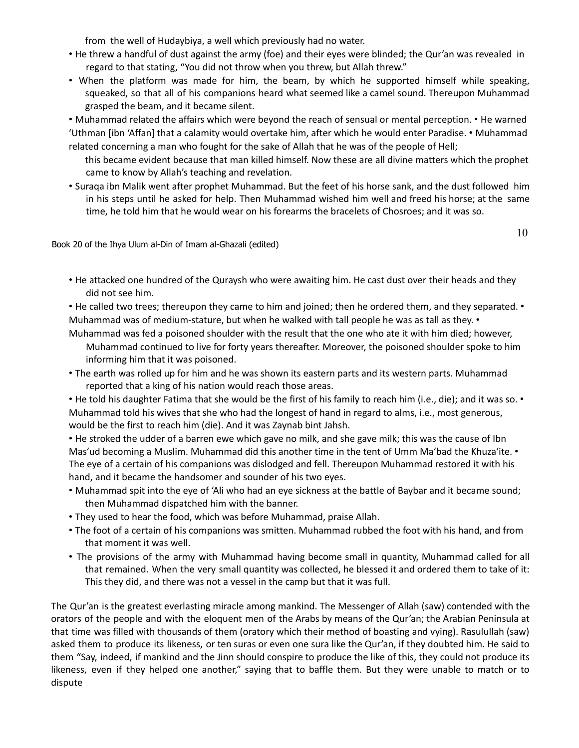from the well of Hudaybiya, a well which previously had no water.

- He threw a handful of dust against the army (foe) and their eyes were blinded; the Qur'an was revealed in regard to that stating, "You did not throw when you threw, but Allah threw."
- When the platform was made for him, the beam, by which he supported himself while speaking, squeaked, so that all of his companions heard what seemed like a camel sound. Thereupon Muhammad grasped the beam, and it became silent.

• Muhammad related the affairs which were beyond the reach of sensual or mental perception. • He warned 'Uthman [ibn 'Affan] that a calamity would overtake him, after which he would enter Paradise. • Muhammad related concerning a man who fought for the sake of Allah that he was of the people of Hell; this became evident because that man killed himself. Now these are all divine matters which the prophet came to know by Allah's teaching and revelation.

- Suraqa ibn Malik went after prophet Muhammad. But the feet of his horse sank, and the dust followed him in his steps until he asked for help. Then Muhammad wished him well and freed his horse; at the same time, he told him that he would wear on his forearms the bracelets of Chosroes; and it was so.

- He attacked one hundred of the Quraysh who were awaiting him. He cast dust over their heads and they did not see him.

• He called two trees; thereupon they came to him and joined; then he ordered them, and they separated. • Muhammad was of medium-stature, but when he walked with tall people he was as tall as they. • Muhammad was fed a poisoned shoulder with the result that the one who ate it with him died; however, Muhammad continued to live for forty years thereafter. Moreover, the poisoned shoulder spoke to him informing him that it was poisoned.

- The earth was rolled up for him and he was shown its eastern parts and its western parts. Muhammad reported that a king of his nation would reach those areas.

• He told his daughter Fatima that she would be the first of his family to reach him (i.e., die); and it was so. • Muhammad told his wives that she who had the longest of hand in regard to alms, i.e., most generous, would be the first to reach him (die). And it was Zaynab bint Jahsh.

• He stroked the udder of a barren ewe which gave no milk, and she gave milk; this was the cause of Ibn Mas'ud becoming a Muslim. Muhammad did this another time in the tent of Umm Ma'bad the Khuza'ite. • The eye of a certain of his companions was dislodged and fell. Thereupon Muhammad restored it with his hand, and it became the handsomer and sounder of his two eyes.

- Muhammad spit into the eye of 'Ali who had an eye sickness at the battle of Baybar and it became sound; then Muhammad dispatched him with the banner.
- They used to hear the food, which was before Muhammad, praise Allah.
- The foot of a certain of his companions was smitten. Muhammad rubbed the foot with his hand, and from that moment it was well.
- The provisions of the army with Muhammad having become small in quantity, Muhammad called for all that remained. When the very small quantity was collected, he blessed it and ordered them to take of it: This they did, and there was not a vessel in the camp but that it was full.

The Qur'an is the greatest everlasting miracle among mankind. The Messenger of Allah (saw) contended with the orators of the people and with the eloquent men of the Arabs by means of the Qur'an; the Arabian Peninsula at that time was filled with thousands of them (oratory which their method of boasting and vying). Rasulullah (saw) asked them to produce its likeness, or ten suras or even one sura like the Qur'an, if they doubted him. He said to them "Say, indeed, if mankind and the Jinn should conspire to produce the like of this, they could not produce its likeness, even if they helped one another," saying that to baffle them. But they were unable to match or to dispute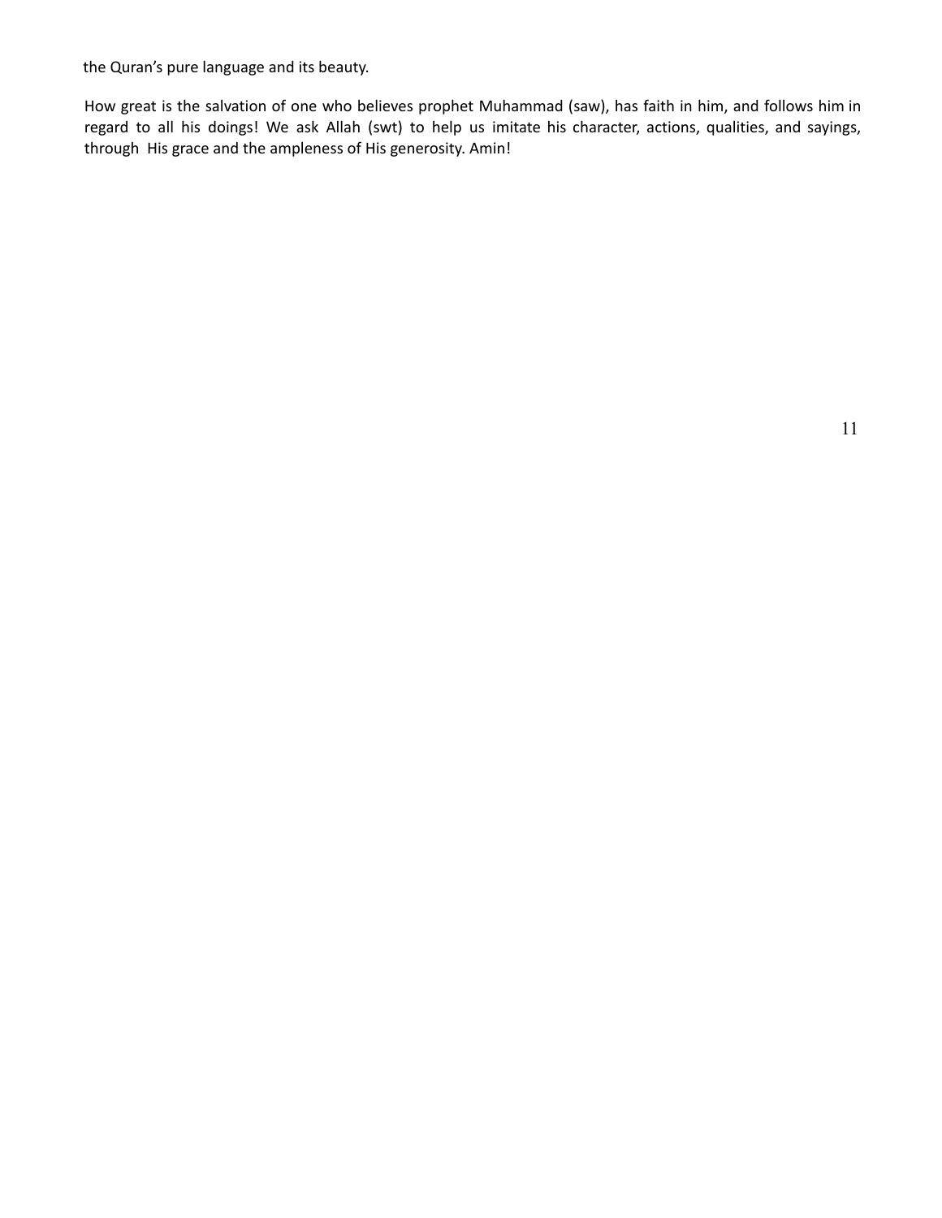the Quran's pure language and its beauty.

How great is the salvation of one who believes prophet Muhammad (saw), has faith in him, and follows him in regard to all his doings! We ask Allah (swt) to help us imitate his character, actions, qualities, and sayings, through His grace and the ampleness of His generosity. Amin!